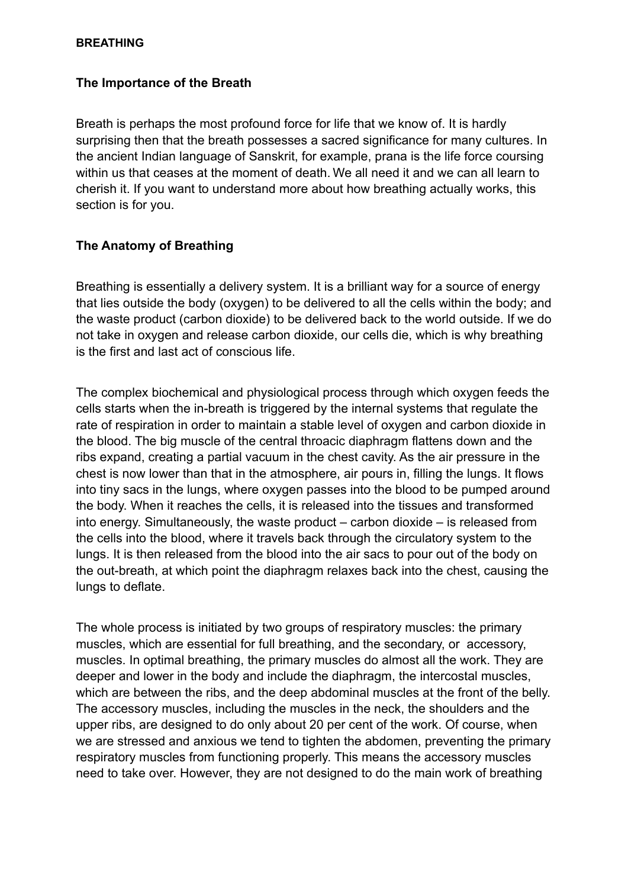**BREATHING**

## The Importance of the Breath

Breath is perhaps the most profound force for life that we know of. It is hardly surprising then that the breath possesses a sacred significance for many cultures. In the ancient Indian language of Sanskrit, for example, prana is the life force coursing within us that ceases at the moment of death. We all need it and we can all learn to cherish it. If you want to understand more about how breathing actually works, this section is for you.

## The Anatomy of Breathing

Breathing is essentially a delivery system. It is a brilliant way for a source of energy that lies outside the body (oxygen) to be delivered to all the cells within the body; and the waste product (carbon dioxide) to be delivered back to the world outside. If we do not take in oxygen and release carbon dioxide, our cells die, which is why breathing is the first and last act of conscious life.

The complex biochemical and physiological process through which oxygen feeds the cells starts when the in-breath is triggered by the internal systems that regulate the rate of respiration in order to maintain a stable level of oxygen and carbon dioxide in the blood. The big muscle of the central throacic diaphragm flattens down and the ribs expand, creating a partial vacuum in the chest cavity. As the air pressure in the chest is now lower than that in the atmosphere, air pours in, filling the lungs. It flows into tiny sacs in the lungs, where oxygen passes into the blood to be pumped around the body. When it reaches the cells, it is released into the tissues and transformed into energy. Simultaneously, the waste product – carbon dioxide – is released from the cells into the blood, where it travels back through the circulatory system to the lungs. It is then released from the blood into the air sacs to pour out of the body on the out-breath, at which point the diaphragm relaxes back into the chest, causing the lungs to deflate.

The whole process is initiated by two groups of respiratory muscles: the primary muscles, which are essential for full breathing, and the secondary, or accessory, muscles. In optimal breathing, the primary muscles do almost all the work. They are deeper and lower in the body and include the diaphragm, the intercostal muscles, which are between the ribs, and the deep abdominal muscles at the front of the belly. The accessory muscles, including the muscles in the neck, the shoulders and the upper ribs, are designed to do only about 20 per cent of the work. Of course, when we are stressed and anxious we tend to tighten the abdomen, preventing the primary respiratory muscles from functioning properly. This means the accessory muscles need to take over. However, they are not designed to do the main work of breathing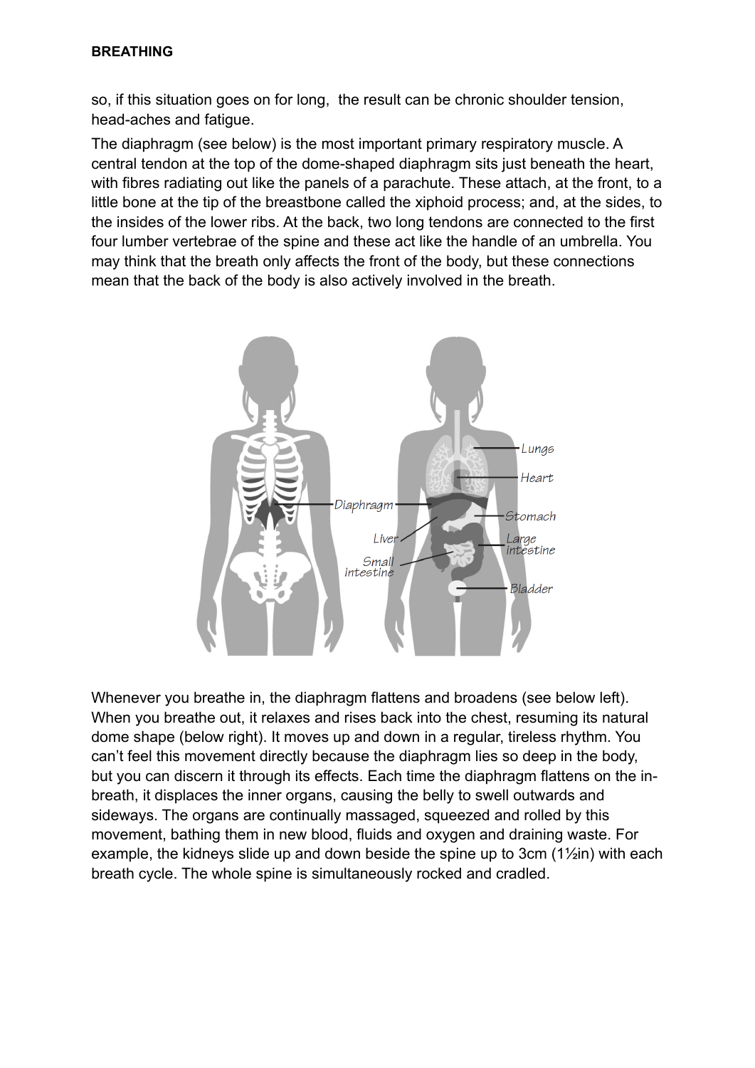so, if this situation goes on for long,  the result can be chronic shoulder tension, head-aches and fatigue.

The diaphragm (see below) is the most important primary respiratory muscle. A central tendon at the top of the dome-shaped diaphragm sits just beneath the heart, with fibres radiating out like the panels of a parachute. These attach, at the front, to a little bone at the tip of the breastbone called the xiphoid process; and, at the sides, to the insides of the lower ribs. At the back, two long tendons are connected to the first four lumber vertebrae of the spine and these act like the handle of an umbrella. You may think that the breath only affects the front of the body, but these connections mean that the back of the body is also actively involved in the breath.

Whenever you breathe in, the diaphragm flattens and broadens (see below left). When you breathe out, it relaxes and rises back into the chest, resuming its natural dome shape (below right). It moves up and down in a regular, tireless rhythm. You can't feel this movement directly because the diaphragm lies so deep in the body, but you can discern it through its effects. Each time the diaphragm flattens on the in-breath, it displaces the inner organs, causing the belly to swell outwards and sideways. The organs are continually massaged, squeezed and rolled by this movement, bathing them in new blood, fluids and oxygen and draining waste. For example, the kidneys slide up and down beside the spine up to 3cm (1½in) with each breath cycle. The whole spine is simultaneously rocked and cradled.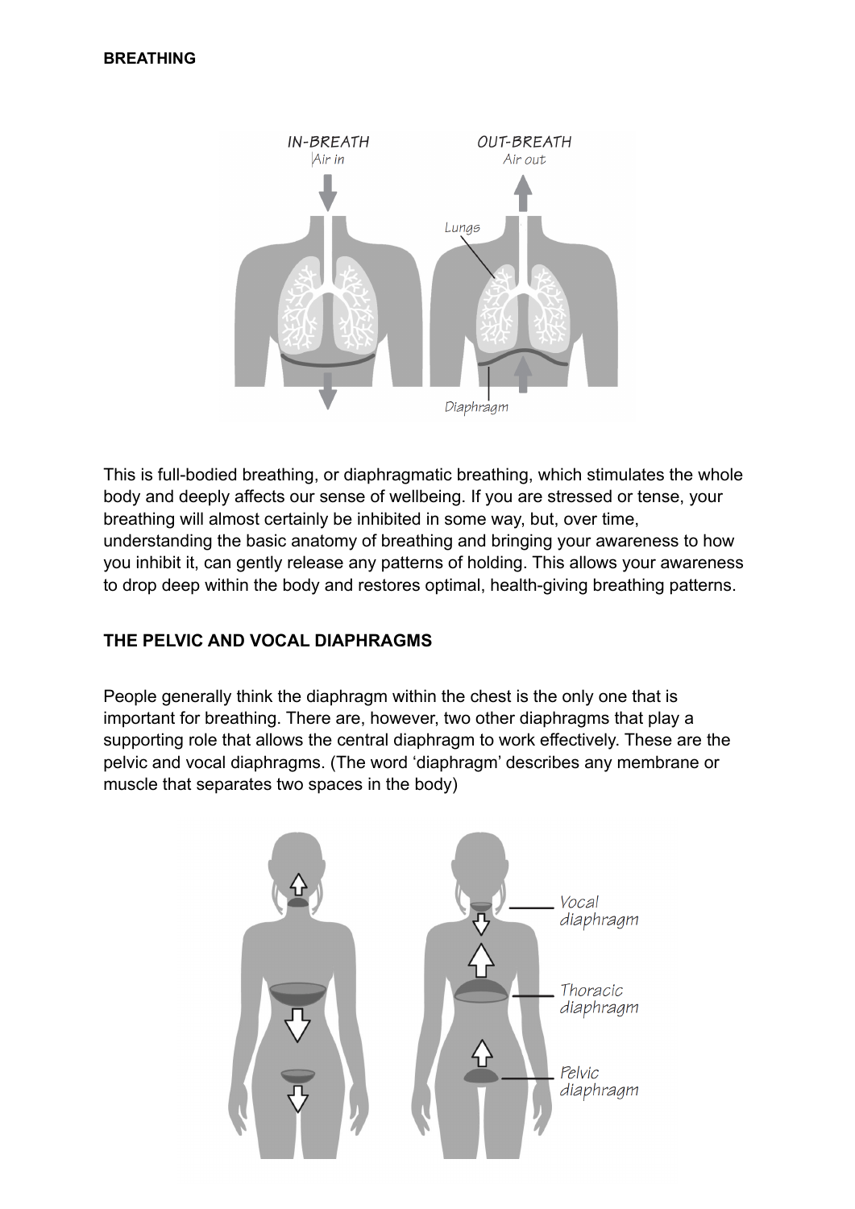**BREATHING**

This is full-bodied breathing, or diaphragmatic breathing, which stimulates the whole body and deeply affects our sense of wellbeing. If you are stressed or tense, your breathing will almost certainly be inhibited in some way, but, over time, understanding the basic anatomy of breathing and bringing your awareness to how you inhibit it, can gently release any patterns of holding. This allows your awareness to drop deep within the body and restores optimal, health-giving breathing patterns.

**THE PELVIC AND VOCAL DIAPHRAGMS**

People generally think the diaphragm within the chest is the only one that is important for breathing. There are, however, two other diaphragms that play a supporting role that allows the central diaphragm to work effectively. These are the pelvic and vocal diaphragms. (The word 'diaphragm' describes any membrane or muscle that separates two spaces in the body)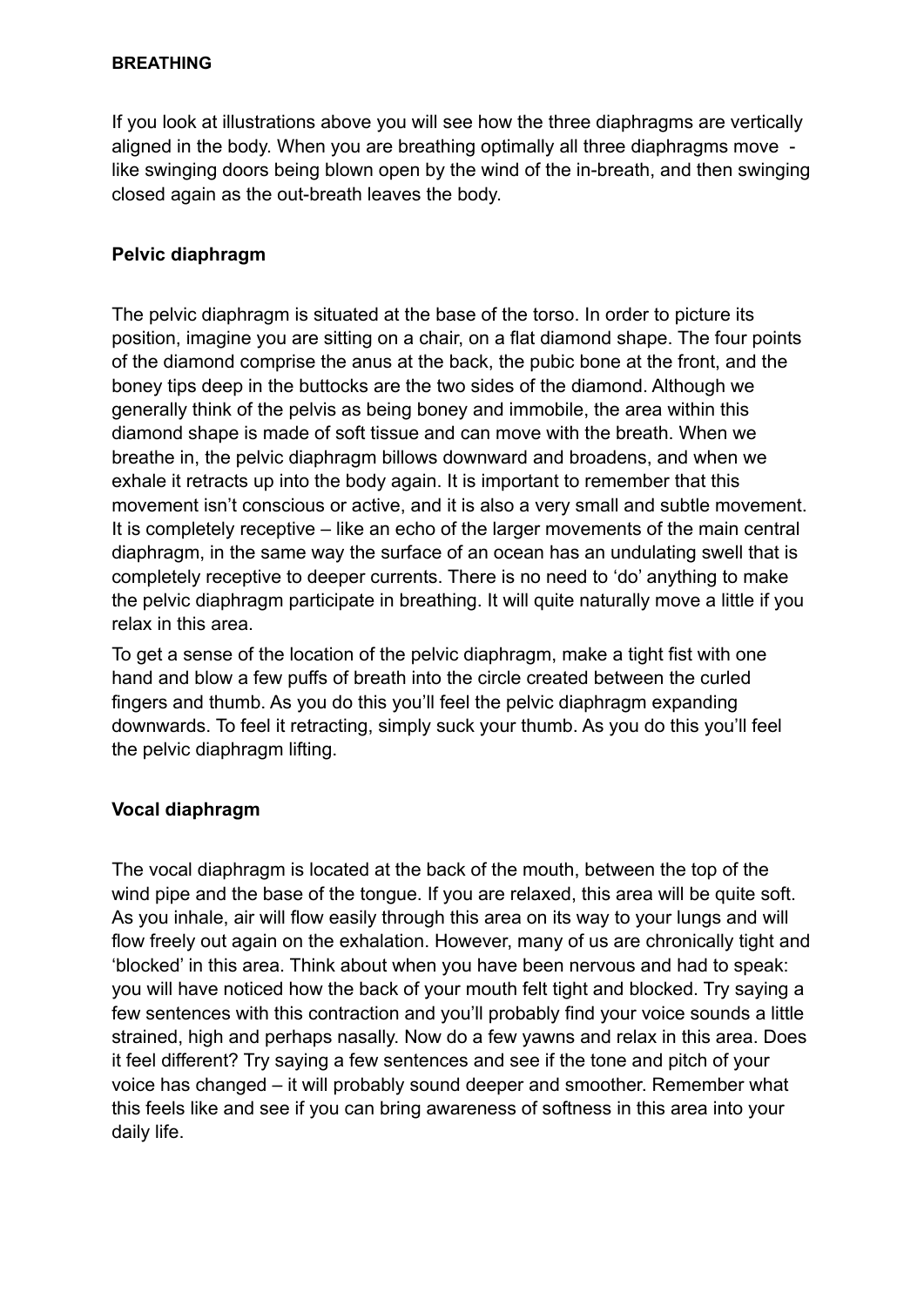**BREATHING**

If you look at illustrations above you will see how the three diaphragms are vertically aligned in the body. When you are breathing optimally all three diaphragms move - like swinging doors being blown open by the wind of the in-breath, and then swinging closed again as the out-breath leaves the body.

**Pelvic diaphragm**

The pelvic diaphragm is situated at the base of the torso. In order to picture its position, imagine you are sitting on a chair, on a flat diamond shape. The four points of the diamond comprise the anus at the back, the pubic bone at the front, and the boney tips deep in the buttocks are the two sides of the diamond. Although we generally think of the pelvis as being boney and immobile, the area within this diamond shape is made of soft tissue and can move with the breath. When we breathe in, the pelvic diaphragm billows downward and broadens, and when we exhale it retracts up into the body again. It is important to remember that this movement isn't conscious or active, and it is also a very small and subtle movement. It is completely receptive – like an echo of the larger movements of the main central diaphragm, in the same way the surface of an ocean has an undulating swell that is completely receptive to deeper currents. There is no need to 'do' anything to make the pelvic diaphragm participate in breathing. It will quite naturally move a little if you relax in this area.

To get a sense of the location of the pelvic diaphragm, make a tight fist with one hand and blow a few puffs of breath into the circle created between the curled fingers and thumb. As you do this you'll feel the pelvic diaphragm expanding downwards. To feel it retracting, simply suck your thumb. As you do this you'll feel the pelvic diaphragm lifting.

**Vocal diaphragm**

The vocal diaphragm is located at the back of the mouth, between the top of the wind pipe and the base of the tongue. If you are relaxed, this area will be quite soft. As you inhale, air will flow easily through this area on its way to your lungs and will flow freely out again on the exhalation. However, many of us are chronically tight and 'blocked' in this area. Think about when you have been nervous and had to speak: you will have noticed how the back of your mouth felt tight and blocked. Try saying a few sentences with this contraction and you'll probably find your voice sounds a little strained, high and perhaps nasally. Now do a few yawns and relax in this area. Does it feel different? Try saying a few sentences and see if the tone and pitch of your voice has changed – it will probably sound deeper and smoother. Remember what this feels like and see if you can bring awareness of softness in this area into your daily life.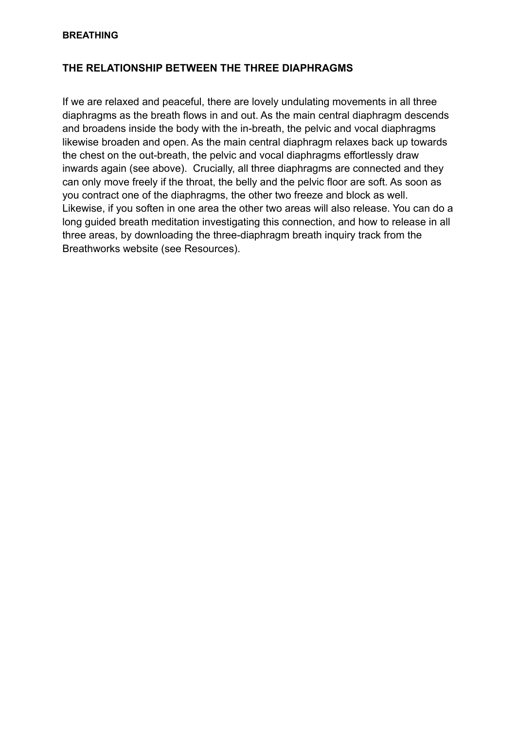**BREATHING**

## THE RELATIONSHIP BETWEEN THE THREE DIAPHRAGMS

If we are relaxed and peaceful, there are lovely undulating movements in all three diaphragms as the breath flows in and out. As the main central diaphragm descends and broadens inside the body with the in-breath, the pelvic and vocal diaphragms likewise broaden and open. As the main central diaphragm relaxes back up towards the chest on the out-breath, the pelvic and vocal diaphragms effortlessly draw inwards again (see above). Crucially, all three diaphragms are connected and they can only move freely if the throat, the belly and the pelvic floor are soft. As soon as you contract one of the diaphragms, the other two freeze and block as well. Likewise, if you soften in one area the other two areas will also release. You can do a long guided breath meditation investigating this connection, and how to release in all three areas, by downloading the three-diaphragm breath inquiry track from the Breathworks website (see Resources).